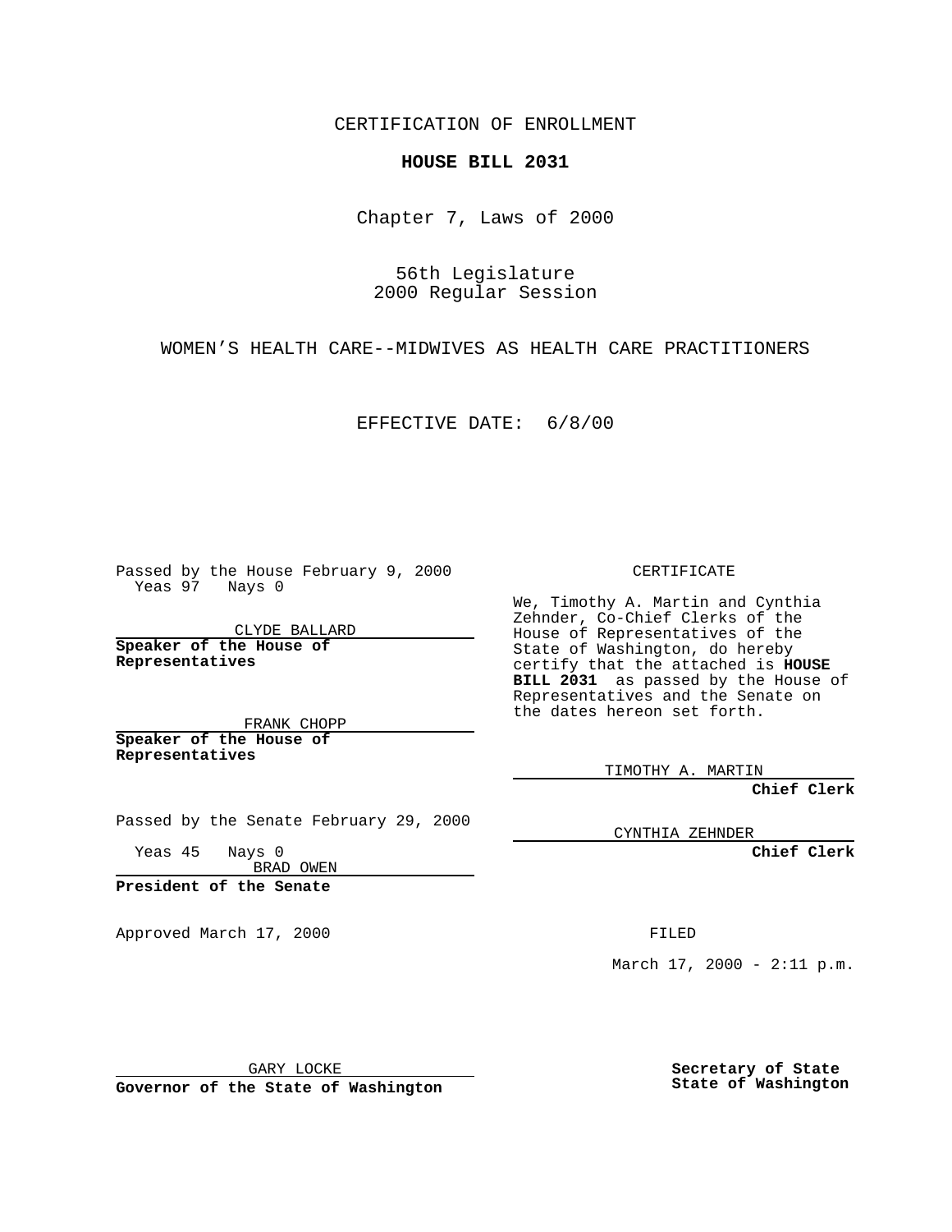CERTIFICATION OF ENROLLMENT

**HOUSE BILL 2031**

Chapter 7, Laws of 2000

56th Legislature
2000 Regular Session

WOMEN'S HEALTH CARE--MIDWIVES AS HEALTH CARE PRACTITIONERS

EFFECTIVE DATE: 6/8/00

Passed by the House February 9, 2000
Yeas 97 Nays 0

CLYDE BALLARD
**Speaker of the House of Representatives**

FRANK CHOPP
**Speaker of the House of Representatives**

Passed by the Senate February 29, 2000
Yeas 45 Nays 0

BRAD OWEN
**President of the Senate**

Approved March 17, 2000

GARY LOCKE
**Governor of the State of Washington**

CERTIFICATE

We, Timothy A. Martin and Cynthia Zehnder, Co-Chief Clerks of the House of Representatives of the State of Washington, do hereby certify that the attached is **HOUSE BILL 2031** as passed by the House of Representatives and the Senate on the dates hereon set forth.

TIMOTHY A. MARTIN
**Chief Clerk**

CYNTHIA ZEHNDER
**Chief Clerk**

FILED

March 17, 2000 - 2:11 p.m.

**Secretary of State**
**State of Washington**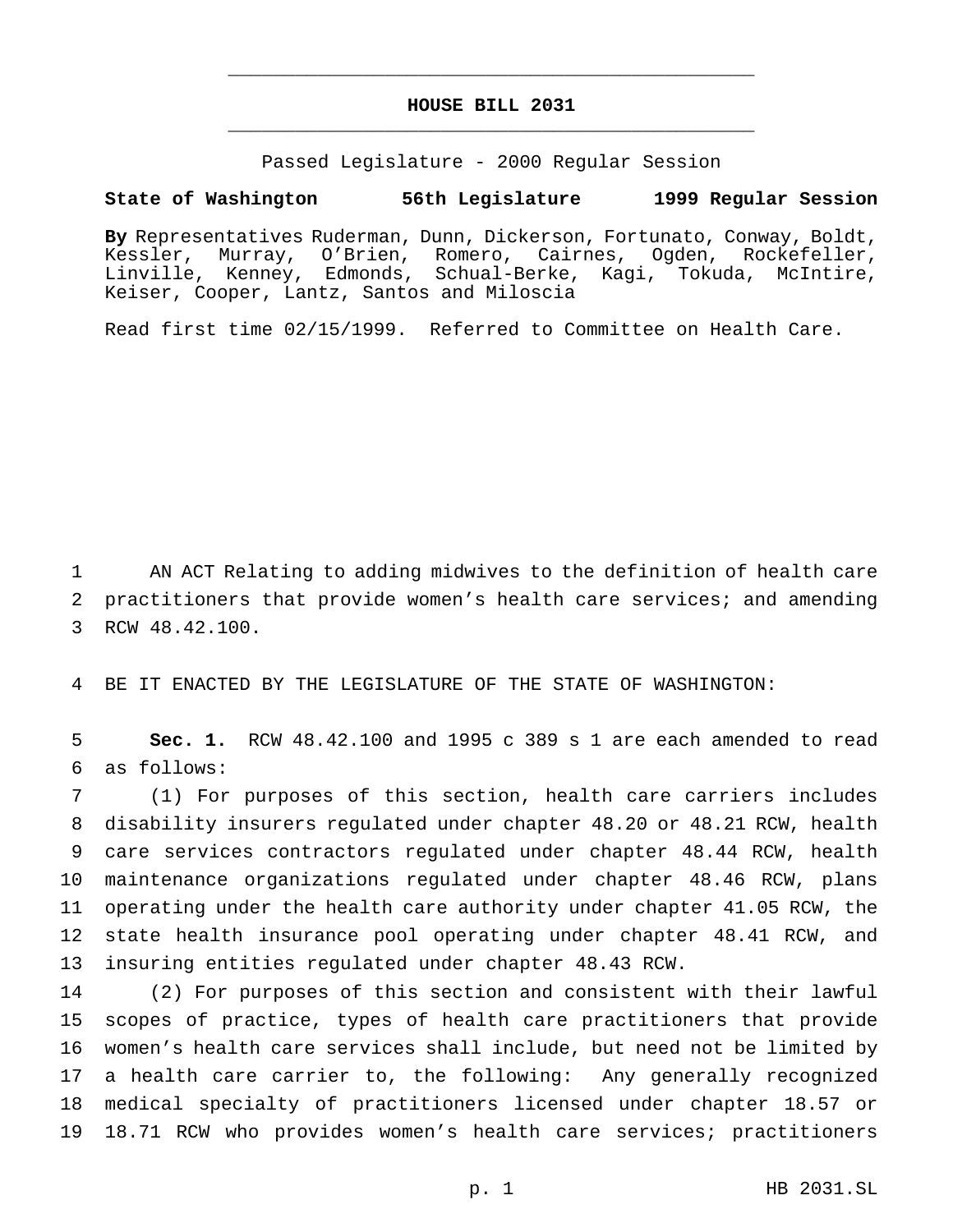# HOUSE BILL 2031

Passed Legislature - 2000 Regular Session

**State of Washington 56th Legislature 1999 Regular Session**

**By** Representatives Ruderman, Dunn, Dickerson, Fortunato, Conway, Boldt, Kessler, Murray, O'Brien, Romero, Cairnes, Ogden, Rockefeller, Linville, Kenney, Edmonds, Schual-Berke, Kagi, Tokuda, McIntire, Keiser, Cooper, Lantz, Santos and Miloscia

Read first time 02/15/1999. Referred to Committee on Health Care.

1 AN ACT Relating to adding midwives to the definition of health care
2 practitioners that provide women's health care services; and amending
3 RCW 48.42.100.

4 BE IT ENACTED BY THE LEGISLATURE OF THE STATE OF WASHINGTON:

5 **Sec. 1.** RCW 48.42.100 and 1995 c 389 s 1 are each amended to read
6 as follows:

7 (1) For purposes of this section, health care carriers includes
8 disability insurers regulated under chapter 48.20 or 48.21 RCW, health
9 care services contractors regulated under chapter 48.44 RCW, health
10 maintenance organizations regulated under chapter 48.46 RCW, plans
11 operating under the health care authority under chapter 41.05 RCW, the
12 state health insurance pool operating under chapter 48.41 RCW, and
13 insuring entities regulated under chapter 48.43 RCW.

14 (2) For purposes of this section and consistent with their lawful
15 scopes of practice, types of health care practitioners that provide
16 women's health care services shall include, but need not be limited by
17 a health care carrier to, the following: Any generally recognized
18 medical specialty of practitioners licensed under chapter 18.57 or
19 18.71 RCW who provides women's health care services; practitioners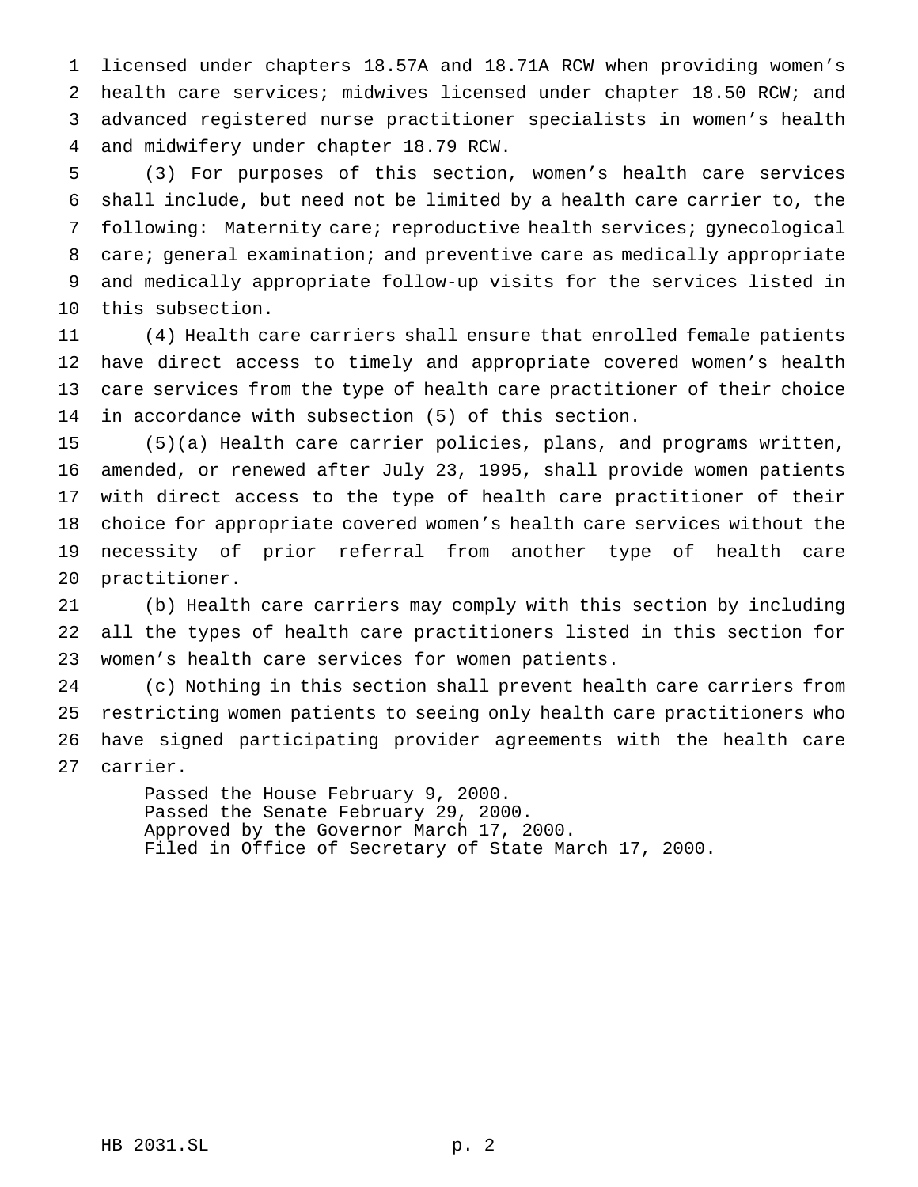licensed under chapters 18.57A and 18.71A RCW when providing women's health care services; <u>midwives licensed under chapter 18.50 RCW;</u> and advanced registered nurse practitioner specialists in women's health and midwifery under chapter 18.79 RCW.

(3) For purposes of this section, women's health care services shall include, but need not be limited by a health care carrier to, the following: Maternity care; reproductive health services; gynecological care; general examination; and preventive care as medically appropriate and medically appropriate follow-up visits for the services listed in this subsection.

(4) Health care carriers shall ensure that enrolled female patients have direct access to timely and appropriate covered women's health care services from the type of health care practitioner of their choice in accordance with subsection (5) of this section.

(5)(a) Health care carrier policies, plans, and programs written, amended, or renewed after July 23, 1995, shall provide women patients with direct access to the type of health care practitioner of their choice for appropriate covered women's health care services without the necessity of prior referral from another type of health care practitioner.

(b) Health care carriers may comply with this section by including all the types of health care practitioners listed in this section for women's health care services for women patients.

(c) Nothing in this section shall prevent health care carriers from restricting women patients to seeing only health care practitioners who have signed participating provider agreements with the health care carrier.

Passed the House February 9, 2000.
Passed the Senate February 29, 2000.
Approved by the Governor March 17, 2000.
Filed in Office of Secretary of State March 17, 2000.